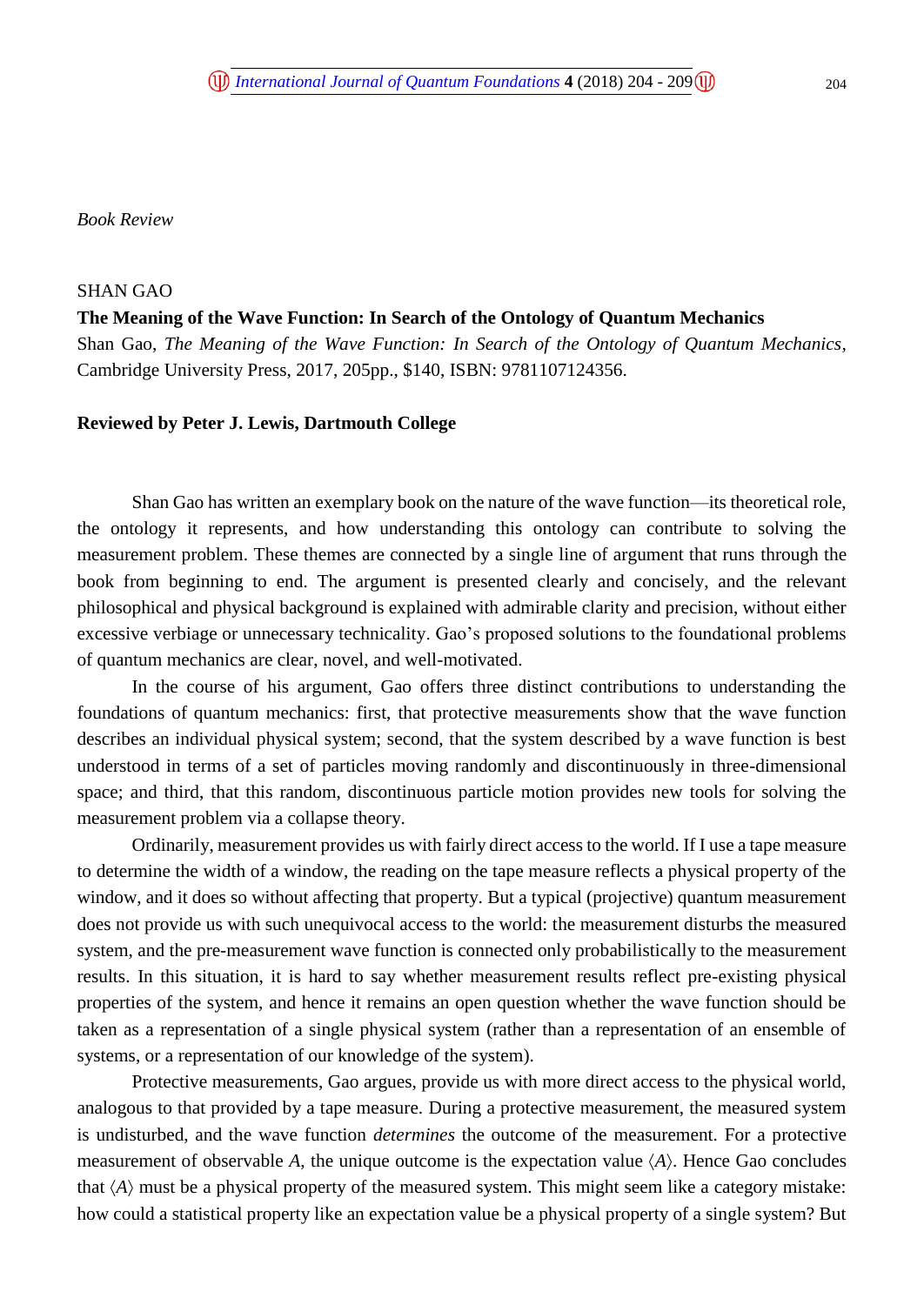*Book Review*

SHAN GAO

**The Meaning of the Wave Function: In Search of the Ontology of Quantum Mechanics**

Shan Gao, *The Meaning of the Wave Function: In Search of the Ontology of Quantum Mechanics*, Cambridge University Press, 2017, 205pp., $140, ISBN: 9781107124356.

**Reviewed by Peter J. Lewis, Dartmouth College**

Shan Gao has written an exemplary book on the nature of the wave function—its theoretical role, the ontology it represents, and how understanding this ontology can contribute to solving the measurement problem. These themes are connected by a single line of argument that runs through the book from beginning to end. The argument is presented clearly and concisely, and the relevant philosophical and physical background is explained with admirable clarity and precision, without either excessive verbiage or unnecessary technicality. Gao's proposed solutions to the foundational problems of quantum mechanics are clear, novel, and well-motivated.

In the course of his argument, Gao offers three distinct contributions to understanding the foundations of quantum mechanics: first, that protective measurements show that the wave function describes an individual physical system; second, that the system described by a wave function is best understood in terms of a set of particles moving randomly and discontinuously in three-dimensional space; and third, that this random, discontinuous particle motion provides new tools for solving the measurement problem via a collapse theory.

Ordinarily, measurement provides us with fairly direct access to the world. If I use a tape measure to determine the width of a window, the reading on the tape measure reflects a physical property of the window, and it does so without affecting that property. But a typical (projective) quantum measurement does not provide us with such unequivocal access to the world: the measurement disturbs the measured system, and the pre-measurement wave function is connected only probabilistically to the measurement results. In this situation, it is hard to say whether measurement results reflect pre-existing physical properties of the system, and hence it remains an open question whether the wave function should be taken as a representation of a single physical system (rather than a representation of an ensemble of systems, or a representation of our knowledge of the system).

Protective measurements, Gao argues, provide us with more direct access to the physical world, analogous to that provided by a tape measure. During a protective measurement, the measured system is undisturbed, and the wave function *determines* the outcome of the measurement. For a protective measurement of observable $A$, the unique outcome is the expectation value $\langle A \rangle$. Hence Gao concludes that $\langle A \rangle$ must be a physical property of the measured system. This might seem like a category mistake: how could a statistical property like an expectation value be a physical property of a single system? But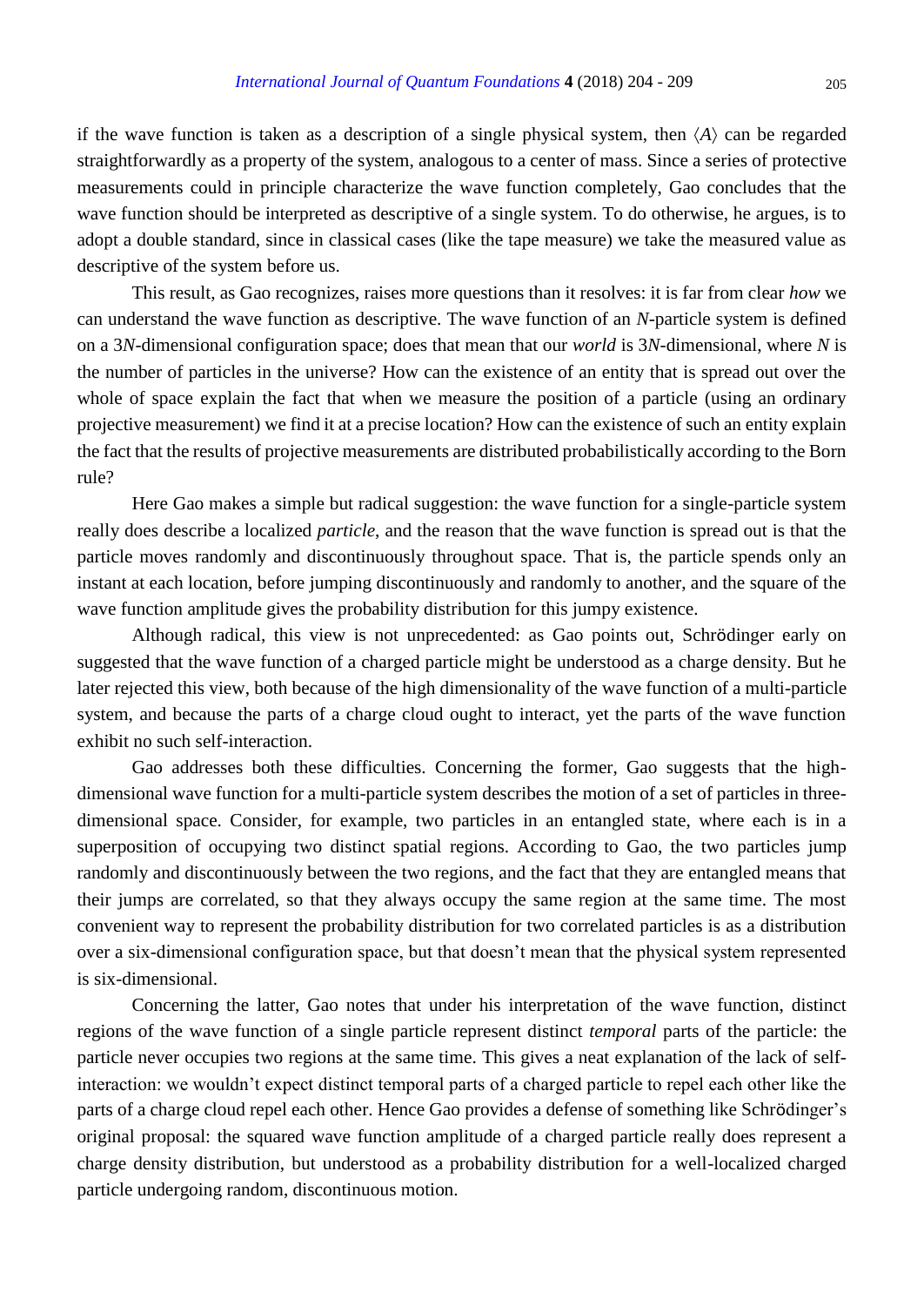if the wave function is taken as a description of a single physical system, then $\langle A \rangle$ can be regarded straightforwardly as a property of the system, analogous to a center of mass. Since a series of protective measurements could in principle characterize the wave function completely, Gao concludes that the wave function should be interpreted as descriptive of a single system. To do otherwise, he argues, is to adopt a double standard, since in classical cases (like the tape measure) we take the measured value as descriptive of the system before us.

This result, as Gao recognizes, raises more questions than it resolves: it is far from clear *how* we can understand the wave function as descriptive. The wave function of an $N$-particle system is defined on a $3N$-dimensional configuration space; does that mean that our *world* is $3N$-dimensional, where $N$ is the number of particles in the universe? How can the existence of an entity that is spread out over the whole of space explain the fact that when we measure the position of a particle (using an ordinary projective measurement) we find it at a precise location? How can the existence of such an entity explain the fact that the results of projective measurements are distributed probabilistically according to the Born rule?

Here Gao makes a simple but radical suggestion: the wave function for a single-particle system really does describe a localized *particle*, and the reason that the wave function is spread out is that the particle moves randomly and discontinuously throughout space. That is, the particle spends only an instant at each location, before jumping discontinuously and randomly to another, and the square of the wave function amplitude gives the probability distribution for this jumpy existence.

Although radical, this view is not unprecedented: as Gao points out, Schrödinger early on suggested that the wave function of a charged particle might be understood as a charge density. But he later rejected this view, both because of the high dimensionality of the wave function of a multi-particle system, and because the parts of a charge cloud ought to interact, yet the parts of the wave function exhibit no such self-interaction.

Gao addresses both these difficulties. Concerning the former, Gao suggests that the high-dimensional wave function for a multi-particle system describes the motion of a set of particles in three-dimensional space. Consider, for example, two particles in an entangled state, where each is in a superposition of occupying two distinct spatial regions. According to Gao, the two particles jump randomly and discontinuously between the two regions, and the fact that they are entangled means that their jumps are correlated, so that they always occupy the same region at the same time. The most convenient way to represent the probability distribution for two correlated particles is as a distribution over a six-dimensional configuration space, but that doesn't mean that the physical system represented is six-dimensional.

Concerning the latter, Gao notes that under his interpretation of the wave function, distinct regions of the wave function of a single particle represent distinct *temporal* parts of the particle: the particle never occupies two regions at the same time. This gives a neat explanation of the lack of self-interaction: we wouldn't expect distinct temporal parts of a charged particle to repel each other like the parts of a charge cloud repel each other. Hence Gao provides a defense of something like Schrödinger's original proposal: the squared wave function amplitude of a charged particle really does represent a charge density distribution, but understood as a probability distribution for a well-localized charged particle undergoing random, discontinuous motion.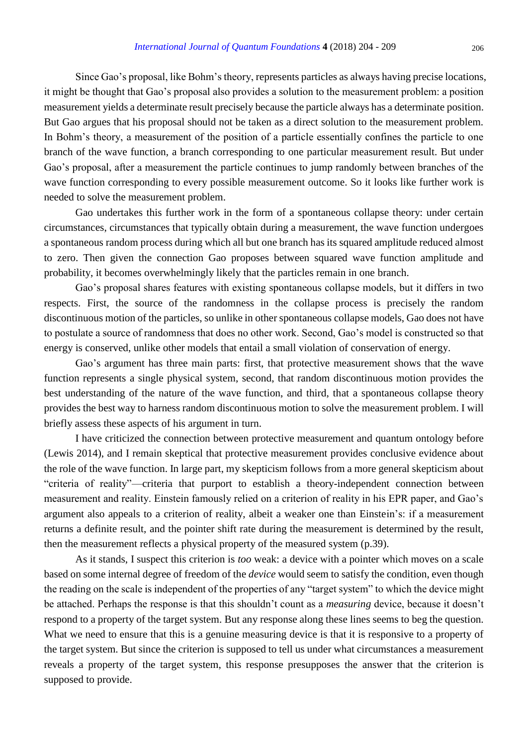Since Gao's proposal, like Bohm's theory, represents particles as always having precise locations, it might be thought that Gao's proposal also provides a solution to the measurement problem: a position measurement yields a determinate result precisely because the particle always has a determinate position. But Gao argues that his proposal should not be taken as a direct solution to the measurement problem. In Bohm's theory, a measurement of the position of a particle essentially confines the particle to one branch of the wave function, a branch corresponding to one particular measurement result. But under Gao's proposal, after a measurement the particle continues to jump randomly between branches of the wave function corresponding to every possible measurement outcome. So it looks like further work is needed to solve the measurement problem.

Gao undertakes this further work in the form of a spontaneous collapse theory: under certain circumstances, circumstances that typically obtain during a measurement, the wave function undergoes a spontaneous random process during which all but one branch has its squared amplitude reduced almost to zero. Then given the connection Gao proposes between squared wave function amplitude and probability, it becomes overwhelmingly likely that the particles remain in one branch.

Gao's proposal shares features with existing spontaneous collapse models, but it differs in two respects. First, the source of the randomness in the collapse process is precisely the random discontinuous motion of the particles, so unlike in other spontaneous collapse models, Gao does not have to postulate a source of randomness that does no other work. Second, Gao's model is constructed so that energy is conserved, unlike other models that entail a small violation of conservation of energy.

Gao's argument has three main parts: first, that protective measurement shows that the wave function represents a single physical system, second, that random discontinuous motion provides the best understanding of the nature of the wave function, and third, that a spontaneous collapse theory provides the best way to harness random discontinuous motion to solve the measurement problem. I will briefly assess these aspects of his argument in turn.

I have criticized the connection between protective measurement and quantum ontology before (Lewis 2014), and I remain skeptical that protective measurement provides conclusive evidence about the role of the wave function. In large part, my skepticism follows from a more general skepticism about "criteria of reality"—criteria that purport to establish a theory-independent connection between measurement and reality. Einstein famously relied on a criterion of reality in his EPR paper, and Gao's argument also appeals to a criterion of reality, albeit a weaker one than Einstein's: if a measurement returns a definite result, and the pointer shift rate during the measurement is determined by the result, then the measurement reflects a physical property of the measured system (p.39).

As it stands, I suspect this criterion is *too* weak: a device with a pointer which moves on a scale based on some internal degree of freedom of the *device* would seem to satisfy the condition, even though the reading on the scale is independent of the properties of any "target system" to which the device might be attached. Perhaps the response is that this shouldn't count as a *measuring* device, because it doesn't respond to a property of the target system. But any response along these lines seems to beg the question. What we need to ensure that this is a genuine measuring device is that it is responsive to a property of the target system. But since the criterion is supposed to tell us under what circumstances a measurement reveals a property of the target system, this response presupposes the answer that the criterion is supposed to provide.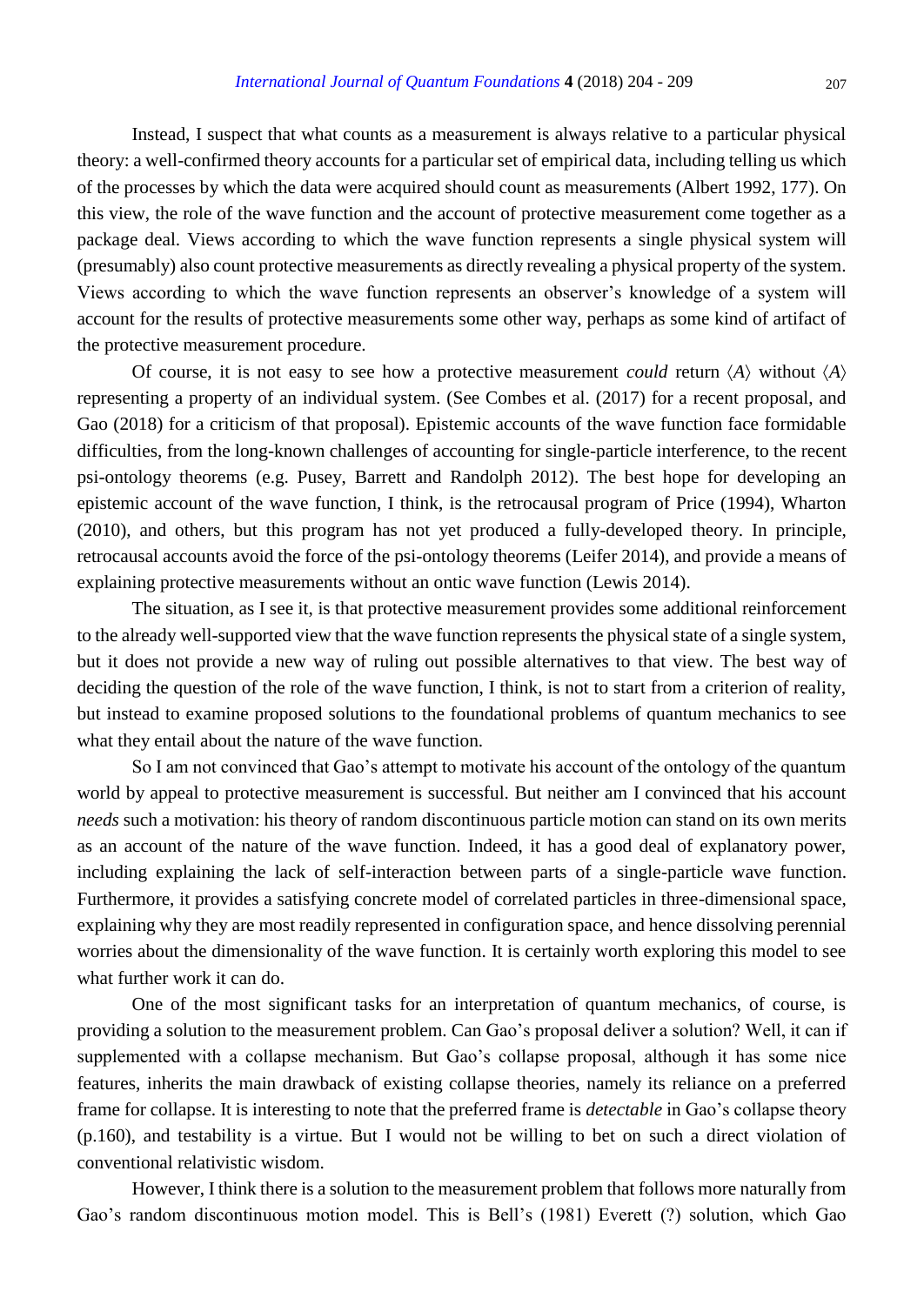Instead, I suspect that what counts as a measurement is always relative to a particular physical theory: a well-confirmed theory accounts for a particular set of empirical data, including telling us which of the processes by which the data were acquired should count as measurements (Albert 1992, 177). On this view, the role of the wave function and the account of protective measurement come together as a package deal. Views according to which the wave function represents a single physical system will (presumably) also count protective measurements as directly revealing a physical property of the system. Views according to which the wave function represents an observer's knowledge of a system will account for the results of protective measurements some other way, perhaps as some kind of artifact of the protective measurement procedure.

Of course, it is not easy to see how a protective measurement *could* return $\langle A \rangle$ without $\langle A \rangle$ representing a property of an individual system. (See Combes et al. (2017) for a recent proposal, and Gao (2018) for a criticism of that proposal). Epistemic accounts of the wave function face formidable difficulties, from the long-known challenges of accounting for single-particle interference, to the recent psi-ontology theorems (e.g. Pusey, Barrett and Randolph 2012). The best hope for developing an epistemic account of the wave function, I think, is the retrocausal program of Price (1994), Wharton (2010), and others, but this program has not yet produced a fully-developed theory. In principle, retrocausal accounts avoid the force of the psi-ontology theorems (Leifer 2014), and provide a means of explaining protective measurements without an ontic wave function (Lewis 2014).

The situation, as I see it, is that protective measurement provides some additional reinforcement to the already well-supported view that the wave function represents the physical state of a single system, but it does not provide a new way of ruling out possible alternatives to that view. The best way of deciding the question of the role of the wave function, I think, is not to start from a criterion of reality, but instead to examine proposed solutions to the foundational problems of quantum mechanics to see what they entail about the nature of the wave function.

So I am not convinced that Gao's attempt to motivate his account of the ontology of the quantum world by appeal to protective measurement is successful. But neither am I convinced that his account *needs* such a motivation: his theory of random discontinuous particle motion can stand on its own merits as an account of the nature of the wave function. Indeed, it has a good deal of explanatory power, including explaining the lack of self-interaction between parts of a single-particle wave function. Furthermore, it provides a satisfying concrete model of correlated particles in three-dimensional space, explaining why they are most readily represented in configuration space, and hence dissolving perennial worries about the dimensionality of the wave function. It is certainly worth exploring this model to see what further work it can do.

One of the most significant tasks for an interpretation of quantum mechanics, of course, is providing a solution to the measurement problem. Can Gao's proposal deliver a solution? Well, it can if supplemented with a collapse mechanism. But Gao's collapse proposal, although it has some nice features, inherits the main drawback of existing collapse theories, namely its reliance on a preferred frame for collapse. It is interesting to note that the preferred frame is *detectable* in Gao's collapse theory (p.160), and testability is a virtue. But I would not be willing to bet on such a direct violation of conventional relativistic wisdom.

However, I think there is a solution to the measurement problem that follows more naturally from Gao's random discontinuous motion model. This is Bell's (1981) Everett (?) solution, which Gao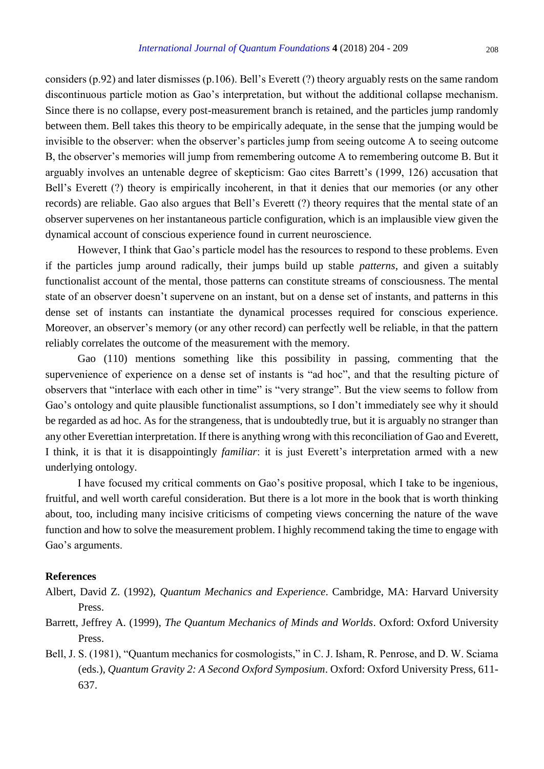considers (p.92) and later dismisses (p.106). Bell's Everett (?) theory arguably rests on the same random discontinuous particle motion as Gao's interpretation, but without the additional collapse mechanism. Since there is no collapse, every post-measurement branch is retained, and the particles jump randomly between them. Bell takes this theory to be empirically adequate, in the sense that the jumping would be invisible to the observer: when the observer's particles jump from seeing outcome A to seeing outcome B, the observer's memories will jump from remembering outcome A to remembering outcome B. But it arguably involves an untenable degree of skepticism: Gao cites Barrett's (1999, 126) accusation that Bell's Everett (?) theory is empirically incoherent, in that it denies that our memories (or any other records) are reliable. Gao also argues that Bell's Everett (?) theory requires that the mental state of an observer supervenes on her instantaneous particle configuration, which is an implausible view given the dynamical account of conscious experience found in current neuroscience.

However, I think that Gao's particle model has the resources to respond to these problems. Even if the particles jump around radically, their jumps build up stable *patterns*, and given a suitably functionalist account of the mental, those patterns can constitute streams of consciousness. The mental state of an observer doesn't supervene on an instant, but on a dense set of instants, and patterns in this dense set of instants can instantiate the dynamical processes required for conscious experience. Moreover, an observer's memory (or any other record) can perfectly well be reliable, in that the pattern reliably correlates the outcome of the measurement with the memory.

Gao (110) mentions something like this possibility in passing, commenting that the supervenience of experience on a dense set of instants is "ad hoc", and that the resulting picture of observers that "interlace with each other in time" is "very strange". But the view seems to follow from Gao's ontology and quite plausible functionalist assumptions, so I don't immediately see why it should be regarded as ad hoc. As for the strangeness, that is undoubtedly true, but it is arguably no stranger than any other Everettian interpretation. If there is anything wrong with this reconciliation of Gao and Everett, I think, it is that it is disappointingly *familiar*: it is just Everett's interpretation armed with a new underlying ontology.

I have focused my critical comments on Gao's positive proposal, which I take to be ingenious, fruitful, and well worth careful consideration. But there is a lot more in the book that is worth thinking about, too, including many incisive criticisms of competing views concerning the nature of the wave function and how to solve the measurement problem. I highly recommend taking the time to engage with Gao's arguments.

## References

Albert, David Z. (1992), *Quantum Mechanics and Experience*. Cambridge, MA: Harvard University Press.

Barrett, Jeffrey A. (1999), *The Quantum Mechanics of Minds and Worlds*. Oxford: Oxford University Press.

Bell, J. S. (1981), "Quantum mechanics for cosmologists," in C. J. Isham, R. Penrose, and D. W. Sciama (eds.), *Quantum Gravity 2: A Second Oxford Symposium*. Oxford: Oxford University Press, 611-637.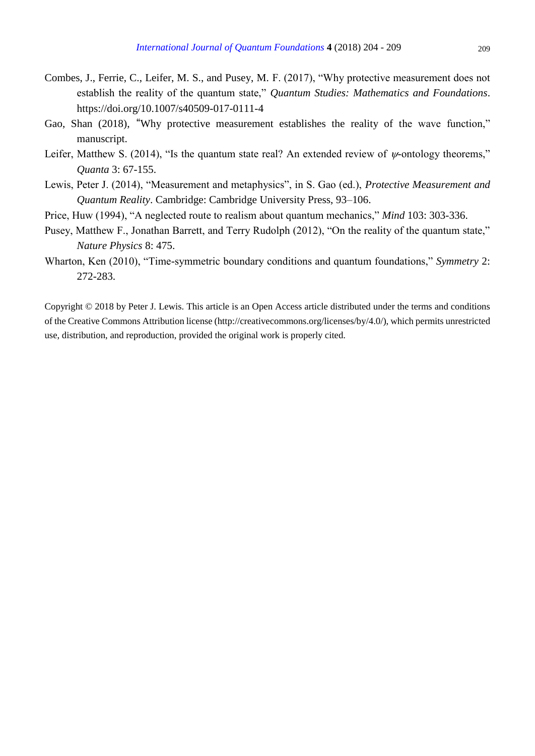Combes, J., Ferrie, C., Leifer, M. S., and Pusey, M. F. (2017), "Why protective measurement does not establish the reality of the quantum state," *Quantum Studies: Mathematics and Foundations*. https://doi.org/10.1007/s40509-017-0111-4

Gao, Shan (2018), "Why protective measurement establishes the reality of the wave function," manuscript.

Leifer, Matthew S. (2014), "Is the quantum state real? An extended review of $\psi$-ontology theorems," *Quanta* 3: 67-155.

Lewis, Peter J. (2014), "Measurement and metaphysics", in S. Gao (ed.), *Protective Measurement and Quantum Reality*. Cambridge: Cambridge University Press, 93–106.

Price, Huw (1994), "A neglected route to realism about quantum mechanics," *Mind* 103: 303-336.

Pusey, Matthew F., Jonathan Barrett, and Terry Rudolph (2012), "On the reality of the quantum state," *Nature Physics* 8: 475.

Wharton, Ken (2010), "Time-symmetric boundary conditions and quantum foundations," *Symmetry* 2: 272-283.

Copyright © 2018 by Peter J. Lewis. This article is an Open Access article distributed under the terms and conditions of the Creative Commons Attribution license (http://creativecommons.org/licenses/by/4.0/), which permits unrestricted use, distribution, and reproduction, provided the original work is properly cited.